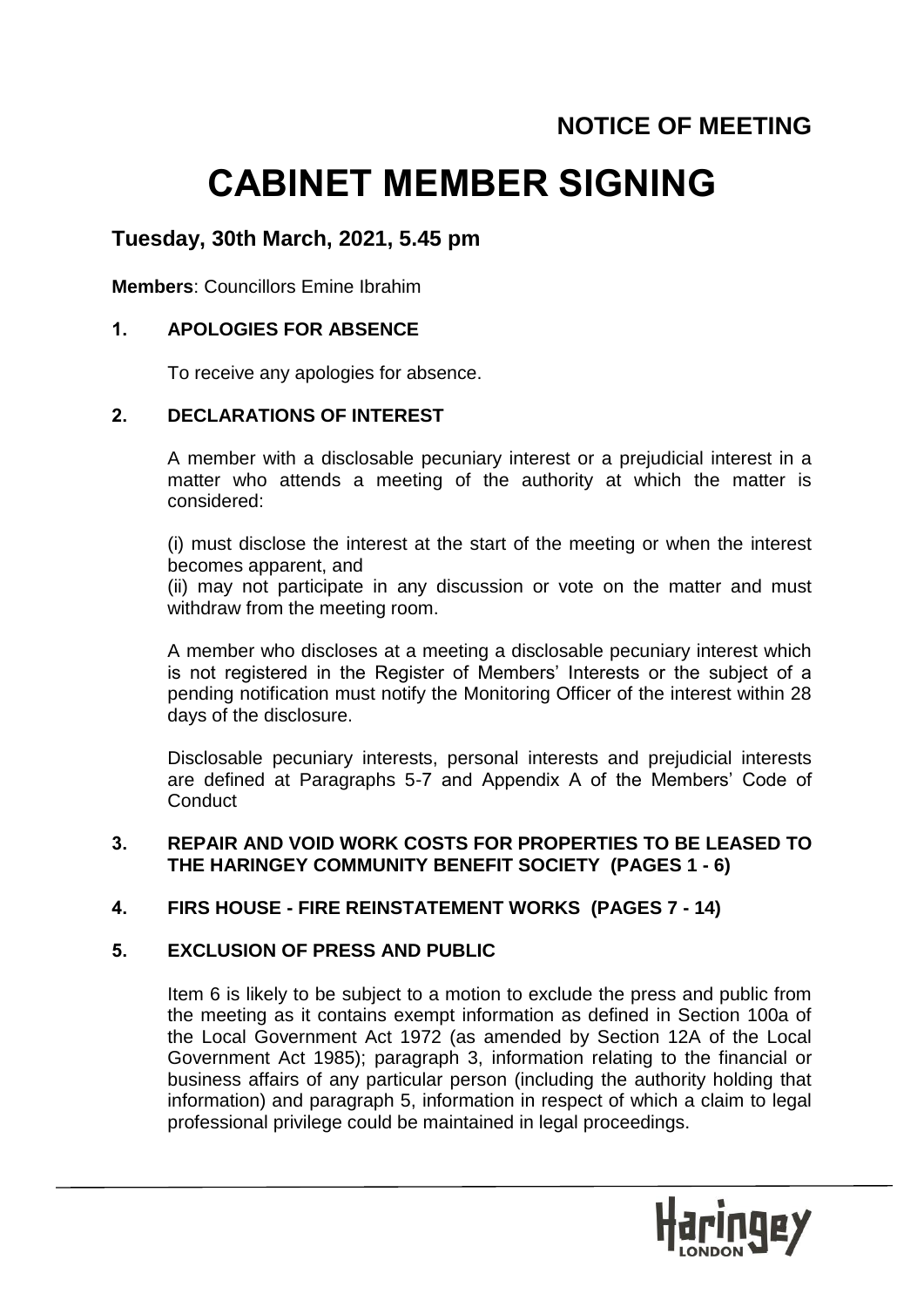**NOTICE OF MEETING**

# CABINET MEMBER SIGNING

## Tuesday, 30th March, 2021, 5.45 pm

**Members**: Councillors Emine Ibrahim

### 1. APOLOGIES FOR ABSENCE

To receive any apologies for absence.

### 2. DECLARATIONS OF INTEREST

A member with a disclosable pecuniary interest or a prejudicial interest in a matter who attends a meeting of the authority at which the matter is considered:

(i) must disclose the interest at the start of the meeting or when the interest becomes apparent, and
(ii) may not participate in any discussion or vote on the matter and must withdraw from the meeting room.

A member who discloses at a meeting a disclosable pecuniary interest which is not registered in the Register of Members' Interests or the subject of a pending notification must notify the Monitoring Officer of the interest within 28 days of the disclosure.

Disclosable pecuniary interests, personal interests and prejudicial interests are defined at Paragraphs 5-7 and Appendix A of the Members' Code of Conduct

### 3. REPAIR AND VOID WORK COSTS FOR PROPERTIES TO BE LEASED TO THE HARINGEY COMMUNITY BENEFIT SOCIETY (PAGES 1 - 6)

### 4. FIRS HOUSE - FIRE REINSTATEMENT WORKS (PAGES 7 - 14)

### 5. EXCLUSION OF PRESS AND PUBLIC

Item 6 is likely to be subject to a motion to exclude the press and public from the meeting as it contains exempt information as defined in Section 100a of the Local Government Act 1972 (as amended by Section 12A of the Local Government Act 1985); paragraph 3, information relating to the financial or business affairs of any particular person (including the authority holding that information) and paragraph 5, information in respect of which a claim to legal professional privilege could be maintained in legal proceedings.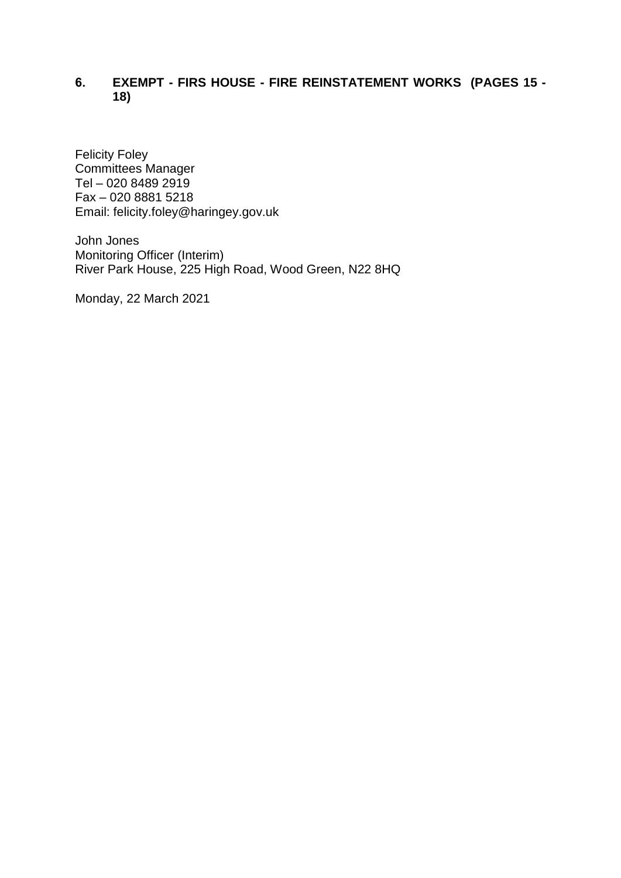**6. EXEMPT - FIRS HOUSE - FIRE REINSTATEMENT WORKS (PAGES 15 - 18)**

Felicity Foley
Committees Manager
Tel – 020 8489 2919
Fax – 020 8881 5218
Email: felicity.foley@haringey.gov.uk

John Jones
Monitoring Officer (Interim)
River Park House, 225 High Road, Wood Green, N22 8HQ

Monday, 22 March 2021